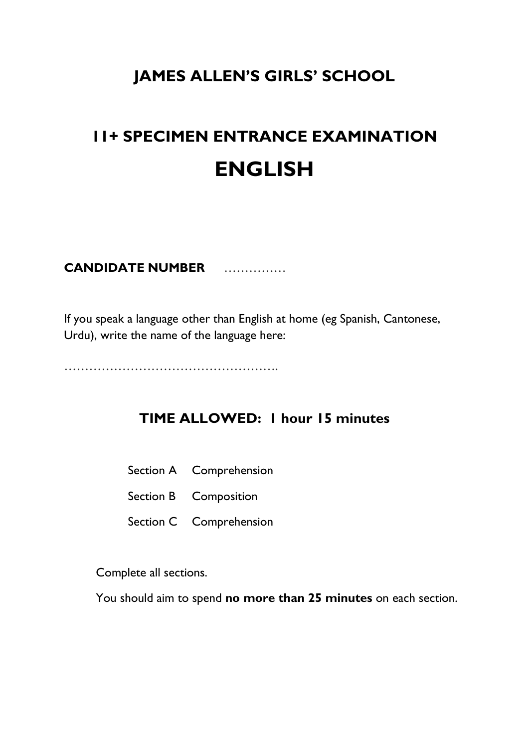# JAMES ALLEN'S GIRLS' SCHOOL

# 11+ SPECIMEN ENTRANCE EXAMINATION

# ENGLISH

**CANDIDATE NUMBER** ……………

If you speak a language other than English at home (eg Spanish, Cantonese, Urdu), write the name of the language here:

…………………………………………….

## TIME ALLOWED: 1 hour 15 minutes

Section A Comprehension

Section B Composition

Section C Comprehension

Complete all sections.

You should aim to spend **no more than 25 minutes** on each section.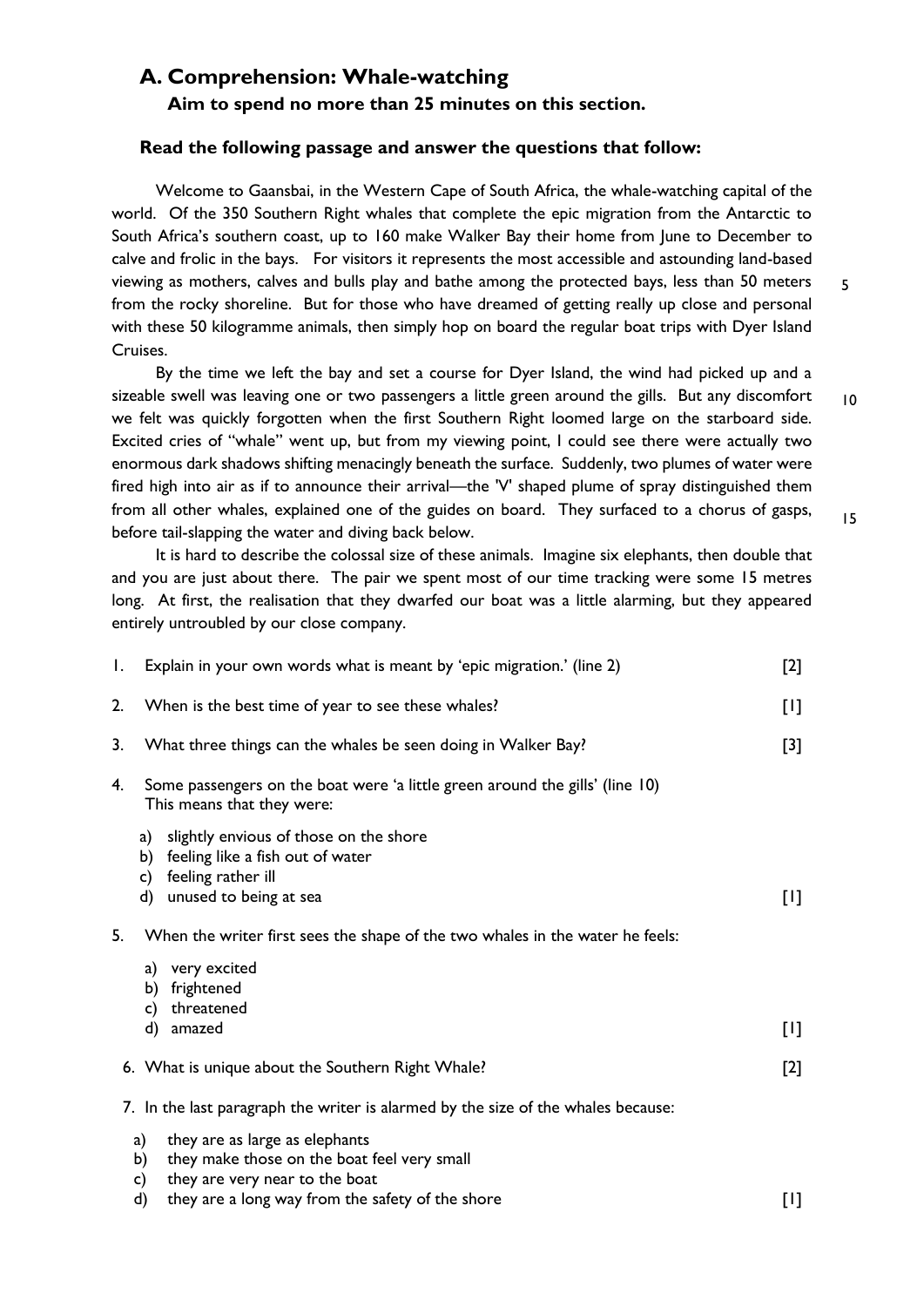## A. Comprehension: Whale-watching

**Aim to spend no more than 25 minutes on this section.**

**Read the following passage and answer the questions that follow:**

Welcome to Gaansbai, in the Western Cape of South Africa, the whale-watching capital of the world. Of the 350 Southern Right whales that complete the epic migration from the Antarctic to South Africa's southern coast, up to 160 make Walker Bay their home from June to December to calve and frolic in the bays. For visitors it represents the most accessible and astounding land-based viewing as mothers, calves and bulls play and bathe among the protected bays, less than 50 meters from the rocky shoreline. But for those who have dreamed of getting really up close and personal with these 50 kilogramme animals, then simply hop on board the regular boat trips with Dyer Island Cruises. 5

By the time we left the bay and set a course for Dyer Island, the wind had picked up and a sizeable swell was leaving one or two passengers a little green around the gills. But any discomfort we felt was quickly forgotten when the first Southern Right loomed large on the starboard side. Excited cries of "whale" went up, but from my viewing point, I could see there were actually two enormous dark shadows shifting menacingly beneath the surface. Suddenly, two plumes of water were fired high into air as if to announce their arrival—the 'V' shaped plume of spray distinguished them from all other whales, explained one of the guides on board. They surfaced to a chorus of gasps, before tail-slapping the water and diving back below. 10 15

It is hard to describe the colossal size of these animals. Imagine six elephants, then double that and you are just about there. The pair we spent most of our time tracking were some 15 metres long. At first, the realisation that they dwarfed our boat was a little alarming, but they appeared entirely untroubled by our close company.

1. Explain in your own words what is meant by 'epic migration.' (line 2) [2]

2. When is the best time of year to see these whales? [1]

3. What three things can the whales be seen doing in Walker Bay? [3]

4. Some passengers on the boat were 'a little green around the gills' (line 10) This means that they were:
   a) slightly envious of those on the shore
   b) feeling like a fish out of water
   c) feeling rather ill
   d) unused to being at sea [1]

5. When the writer first sees the shape of the two whales in the water he feels:
   a) very excited
   b) frightened
   c) threatened
   d) amazed [1]

6. What is unique about the Southern Right Whale? [2]

7. In the last paragraph the writer is alarmed by the size of the whales because:
   a) they are as large as elephants
   b) they make those on the boat feel very small
   c) they are very near to the boat
   d) they are a long way from the safety of the shore [1]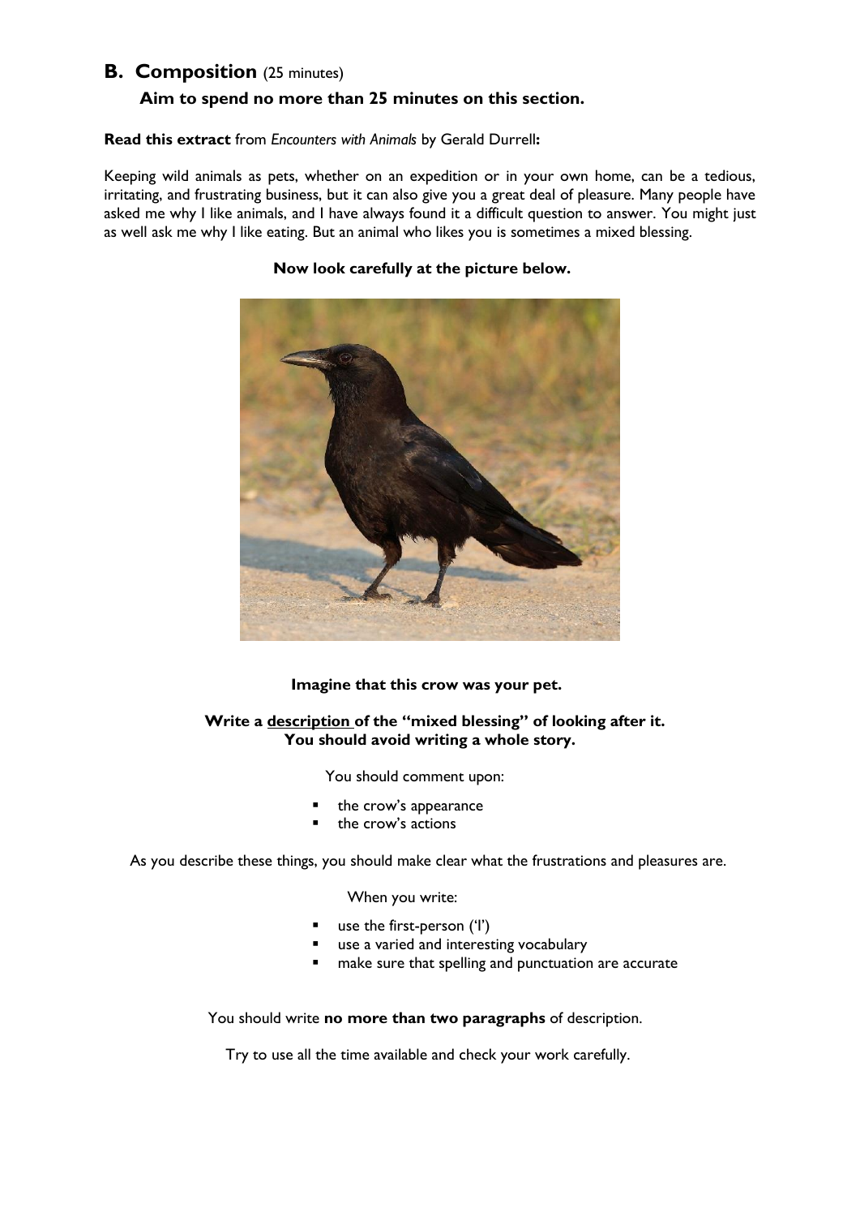## B. Composition (25 minutes)

**Aim to spend no more than 25 minutes on this section.**

**Read this extract** from *Encounters with Animals* by Gerald Durrell**:**

Keeping wild animals as pets, whether on an expedition or in your own home, can be a tedious, irritating, and frustrating business, but it can also give you a great deal of pleasure. Many people have asked me why I like animals, and I have always found it a difficult question to answer. You might just as well ask me why I like eating. But an animal who likes you is sometimes a mixed blessing.

**Now look carefully at the picture below.**

**Imagine that this crow was your pet.**

**Write a description of the "mixed blessing" of looking after it.**
**You should avoid writing a whole story.**

You should comment upon:

- the crow's appearance
- the crow's actions

As you describe these things, you should make clear what the frustrations and pleasures are.

When you write:

- use the first-person ('I')
- use a varied and interesting vocabulary
- make sure that spelling and punctuation are accurate

You should write **no more than two paragraphs** of description.

Try to use all the time available and check your work carefully.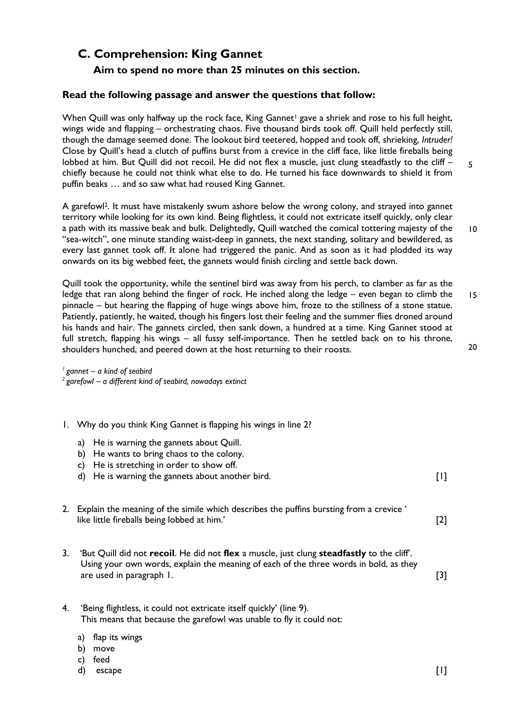## C. Comprehension: King Gannet

**Aim to spend no more than 25 minutes on this section.**

**Read the following passage and answer the questions that follow:**

When Quill was only halfway up the rock face, King Gannet[1] gave a shriek and rose to his full height, wings wide and flapping – orchestrating chaos. Five thousand birds took off. Quill held perfectly still, though the damage seemed done. The lookout bird teetered, hopped and took off, shrieking, *Intruder!* Close by Quill's head a clutch of puffins burst from a crevice in the cliff face, like little fireballs being lobbed at him. But Quill did not recoil. He did not flex a muscle, just clung steadfastly to the cliff – chiefly because he could not think what else to do. He turned his face downwards to shield it from puffin beaks … and so saw what had roused King Gannet. 5

A garefowl[2]. It must have mistakenly swum ashore below the wrong colony, and strayed into gannet territory while looking for its own kind. Being flightless, it could not extricate itself quickly, only clear a path with its massive beak and bulk. Delightedly, Quill watched the comical tottering majesty of the "sea-witch", one minute standing waist-deep in gannets, the next standing, solitary and bewildered, as every last gannet took off. It alone had triggered the panic. And as soon as it had plodded its way onwards on its big webbed feet, the gannets would finish circling and settle back down. 10

Quill took the opportunity, while the sentinel bird was away from his perch, to clamber as far as the ledge that ran along behind the finger of rock. He inched along the ledge – even began to climb the pinnacle – but hearing the flapping of huge wings above him, froze to the stillness of a stone statue. Patiently, patiently, he waited, though his fingers lost their feeling and the summer flies droned around his hands and hair. The gannets circled, then sank down, a hundred at a time. King Gannet stood at full stretch, flapping his wings – all fussy self-importance. Then he settled back on to his throne, shoulders hunched, and peered down at the host returning to their roosts. 15 20

*[1] gannet – a kind of seabird*
*[2] garefowl – a different kind of seabird, nowadays extinct*

1. Why do you think King Gannet is flapping his wings in line 2?
   a) He is warning the gannets about Quill.
   b) He wants to bring chaos to the colony.
   c) He is stretching in order to show off.
   d) He is warning the gannets about another bird. [1]

2. Explain the meaning of the simile which describes the puffins bursting from a crevice ' like little fireballs being lobbed at him.' [2]

3. 'But Quill did not **recoil**. He did not **flex** a muscle, just clung **steadfastly** to the cliff'. Using your own words, explain the meaning of each of the three words in bold, as they are used in paragraph 1. [3]

4. 'Being flightless, it could not extricate itself quickly' (line 9). This means that because the garefowl was unable to fly it could not:
   a) flap its wings
   b) move
   c) feed
   d) escape [1]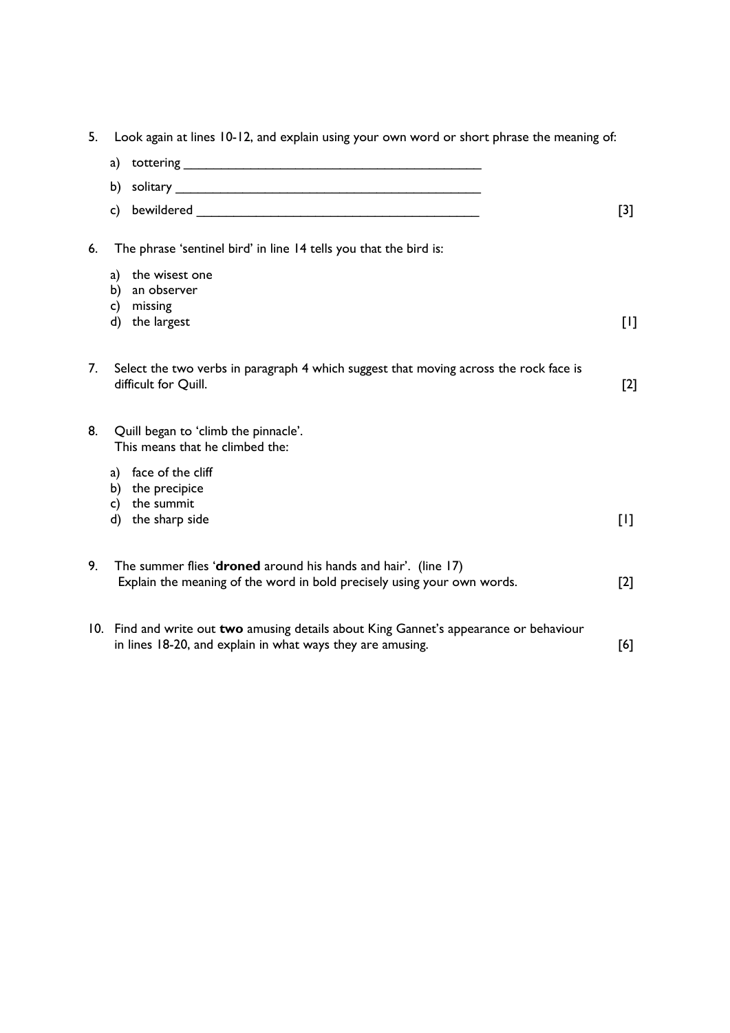5. Look again at lines 10-12, and explain using your own word or short phrase the meaning of:

   a) tottering ___________________________________________

   b) solitary ____________________________________________

   c) bewildered __________________________________________ [3]

6. The phrase 'sentinel bird' in line 14 tells you that the bird is:

   a) the wisest one
   b) an observer
   c) missing
   d) the largest [1]

7. Select the two verbs in paragraph 4 which suggest that moving across the rock face is difficult for Quill. [2]

8. Quill began to 'climb the pinnacle'.
   This means that he climbed the:

   a) face of the cliff
   b) the precipice
   c) the summit
   d) the sharp side [1]

9. The summer flies '**droned** around his hands and hair'. (line 17)
   Explain the meaning of the word in bold precisely using your own words. [2]

10. Find and write out **two** amusing details about King Gannet's appearance or behaviour in lines 18-20, and explain in what ways they are amusing. [6]